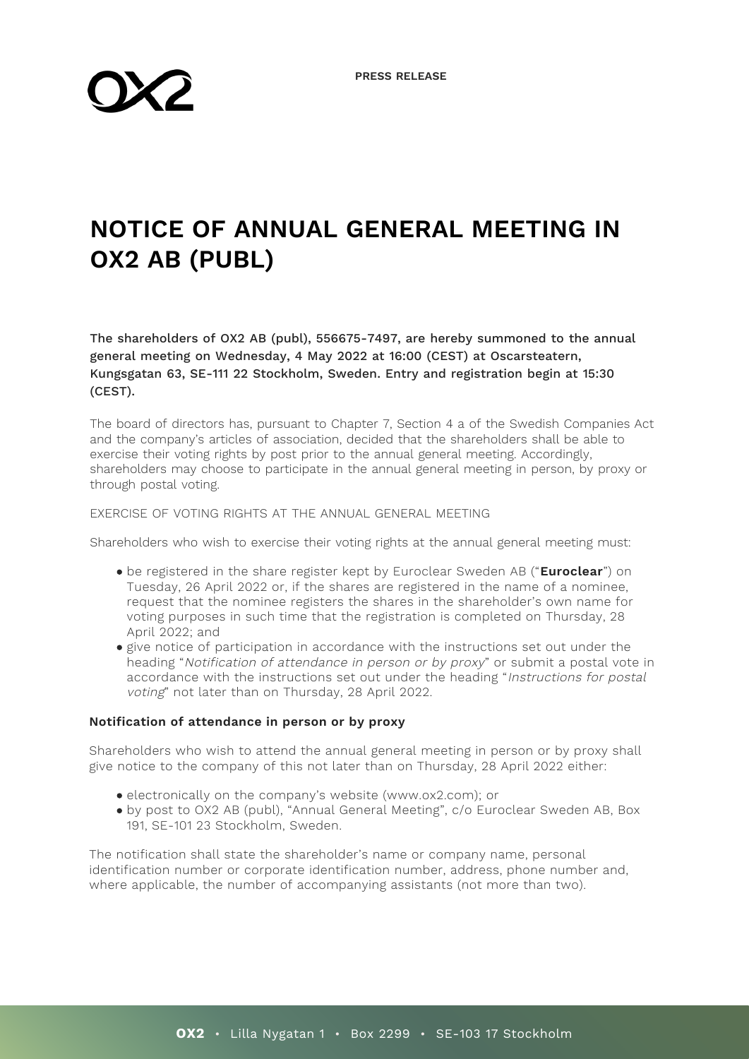PRESS RELEASE

# NOTICE OF ANNUAL GENERAL MEETING IN OX2 AB (PUBL)

**The shareholders of OX2 AB (publ), 556675-7497, are hereby summoned to the annual general meeting on Wednesday, 4 May 2022 at 16:00 (CEST) at Oscarsteatern, Kungsgatan 63, SE-111 22 Stockholm, Sweden. Entry and registration begin at 15:30 (CEST).**

The board of directors has, pursuant to Chapter 7, Section 4 a of the Swedish Companies Act and the company's articles of association, decided that the shareholders shall be able to exercise their voting rights by post prior to the annual general meeting. Accordingly, shareholders may choose to participate in the annual general meeting in person, by proxy or through postal voting.

EXERCISE OF VOTING RIGHTS AT THE ANNUAL GENERAL MEETING

Shareholders who wish to exercise their voting rights at the annual general meeting must:

- be registered in the share register kept by Euroclear Sweden AB ("**Euroclear**") on Tuesday, 26 April 2022 or, if the shares are registered in the name of a nominee, request that the nominee registers the shares in the shareholder's own name for voting purposes in such time that the registration is completed on Thursday, 28 April 2022; and
- give notice of participation in accordance with the instructions set out under the heading "*Notification of attendance in person or by proxy*" or submit a postal vote in accordance with the instructions set out under the heading "*Instructions for postal voting*" not later than on Thursday, 28 April 2022.

**Notification of attendance in person or by proxy**

Shareholders who wish to attend the annual general meeting in person or by proxy shall give notice to the company of this not later than on Thursday, 28 April 2022 either:

- electronically on the company's website (www.ox2.com); or
- by post to OX2 AB (publ), "Annual General Meeting", c/o Euroclear Sweden AB, Box 191, SE-101 23 Stockholm, Sweden.

The notification shall state the shareholder's name or company name, personal identification number or corporate identification number, address, phone number and, where applicable, the number of accompanying assistants (not more than two).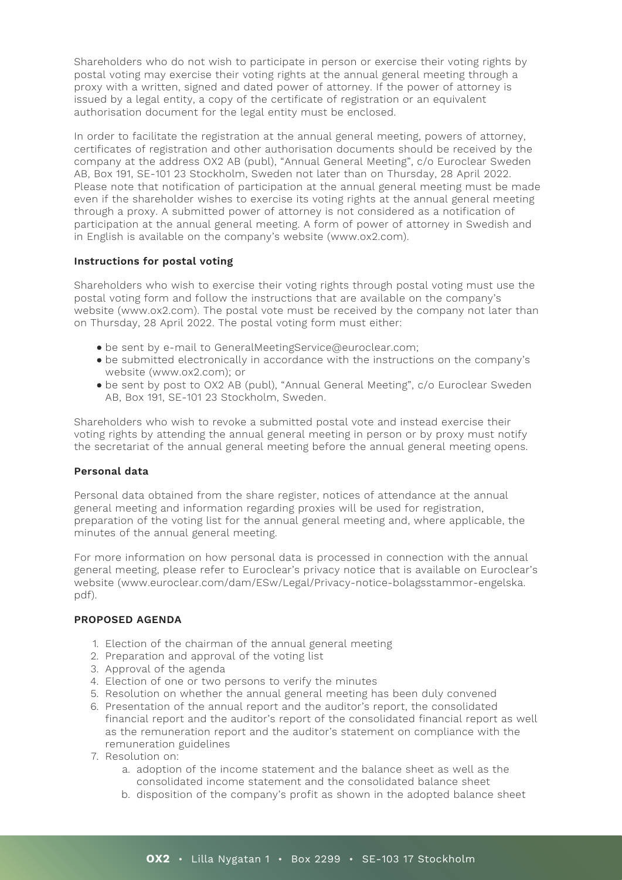Shareholders who do not wish to participate in person or exercise their voting rights by postal voting may exercise their voting rights at the annual general meeting through a proxy with a written, signed and dated power of attorney. If the power of attorney is issued by a legal entity, a copy of the certificate of registration or an equivalent authorisation document for the legal entity must be enclosed.

In order to facilitate the registration at the annual general meeting, powers of attorney, certificates of registration and other authorisation documents should be received by the company at the address OX2 AB (publ), "Annual General Meeting", c/o Euroclear Sweden AB, Box 191, SE-101 23 Stockholm, Sweden not later than on Thursday, 28 April 2022. Please note that notification of participation at the annual general meeting must be made even if the shareholder wishes to exercise its voting rights at the annual general meeting through a proxy. A submitted power of attorney is not considered as a notification of participation at the annual general meeting. A form of power of attorney in Swedish and in English is available on the company's website (www.ox2.com).

**Instructions for postal voting**

Shareholders who wish to exercise their voting rights through postal voting must use the postal voting form and follow the instructions that are available on the company's website (www.ox2.com). The postal vote must be received by the company not later than on Thursday, 28 April 2022. The postal voting form must either:

- be sent by e-mail to GeneralMeetingService@euroclear.com;
- be submitted electronically in accordance with the instructions on the company's website (www.ox2.com); or
- be sent by post to OX2 AB (publ), "Annual General Meeting", c/o Euroclear Sweden AB, Box 191, SE-101 23 Stockholm, Sweden.

Shareholders who wish to revoke a submitted postal vote and instead exercise their voting rights by attending the annual general meeting in person or by proxy must notify the secretariat of the annual general meeting before the annual general meeting opens.

**Personal data**

Personal data obtained from the share register, notices of attendance at the annual general meeting and information regarding proxies will be used for registration, preparation of the voting list for the annual general meeting and, where applicable, the minutes of the annual general meeting.

For more information on how personal data is processed in connection with the annual general meeting, please refer to Euroclear's privacy notice that is available on Euroclear's website (www.euroclear.com/dam/ESw/Legal/Privacy-notice-bolagsstammor-engelska.pdf).

**PROPOSED AGENDA**

1. Election of the chairman of the annual general meeting
2. Preparation and approval of the voting list
3. Approval of the agenda
4. Election of one or two persons to verify the minutes
5. Resolution on whether the annual general meeting has been duly convened
6. Presentation of the annual report and the auditor's report, the consolidated financial report and the auditor's report of the consolidated financial report as well as the remuneration report and the auditor's statement on compliance with the remuneration guidelines
7. Resolution on:
    a. adoption of the income statement and the balance sheet as well as the consolidated income statement and the consolidated balance sheet
    b. disposition of the company's profit as shown in the adopted balance sheet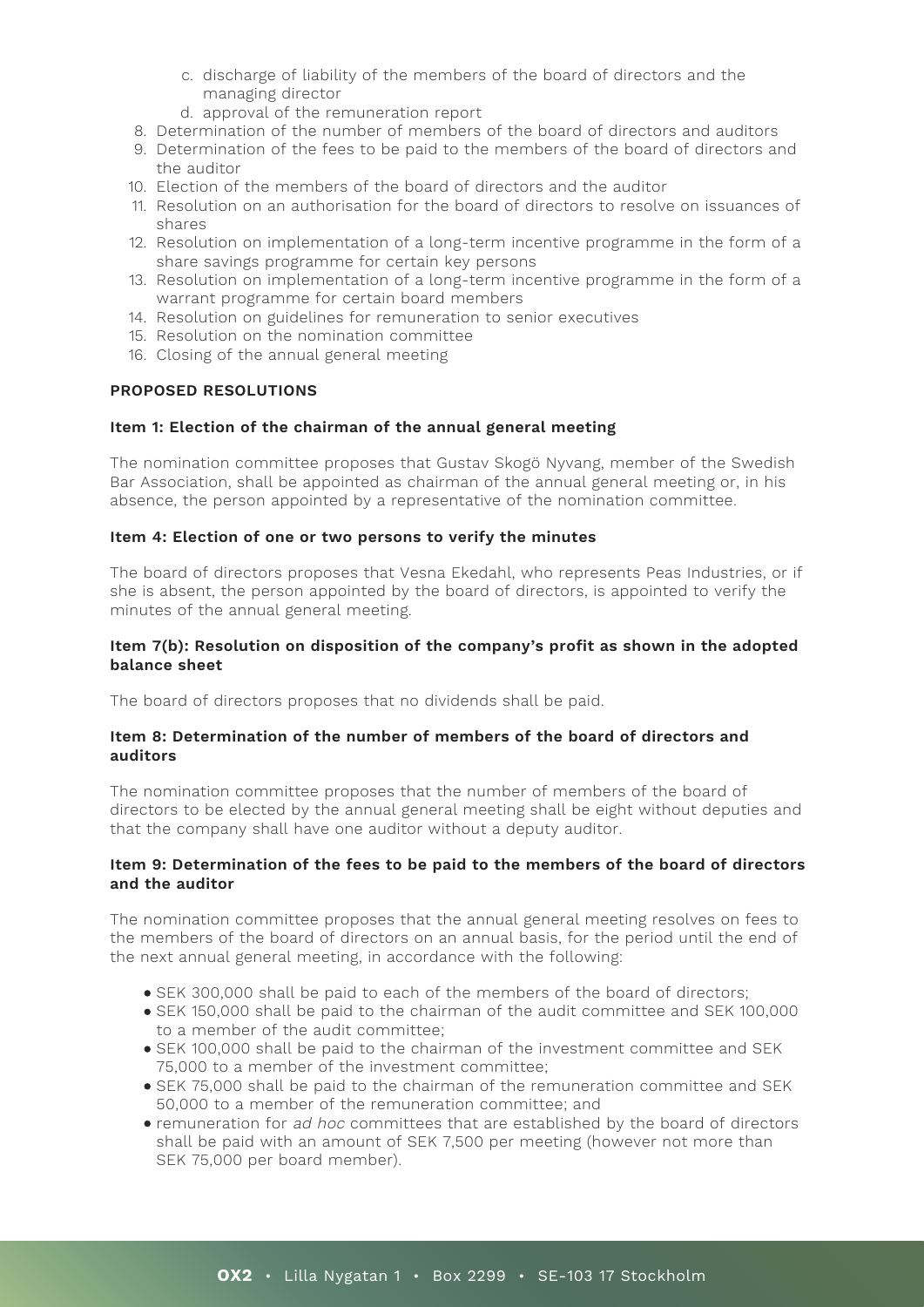c. discharge of liability of the members of the board of directors and the managing director
   d. approval of the remuneration report
8. Determination of the number of members of the board of directors and auditors
9. Determination of the fees to be paid to the members of the board of directors and the auditor
10. Election of the members of the board of directors and the auditor
11. Resolution on an authorisation for the board of directors to resolve on issuances of shares
12. Resolution on implementation of a long-term incentive programme in the form of a share savings programme for certain key persons
13. Resolution on implementation of a long-term incentive programme in the form of a warrant programme for certain board members
14. Resolution on guidelines for remuneration to senior executives
15. Resolution on the nomination committee
16. Closing of the annual general meeting

**PROPOSED RESOLUTIONS**

**Item 1: Election of the chairman of the annual general meeting**

The nomination committee proposes that Gustav Skogö Nyvang, member of the Swedish Bar Association, shall be appointed as chairman of the annual general meeting or, in his absence, the person appointed by a representative of the nomination committee.

**Item 4: Election of one or two persons to verify the minutes**

The board of directors proposes that Vesna Ekedahl, who represents Peas Industries, or if she is absent, the person appointed by the board of directors, is appointed to verify the minutes of the annual general meeting.

**Item 7(b): Resolution on disposition of the company's profit as shown in the adopted balance sheet**

The board of directors proposes that no dividends shall be paid.

**Item 8: Determination of the number of members of the board of directors and auditors**

The nomination committee proposes that the number of members of the board of directors to be elected by the annual general meeting shall be eight without deputies and that the company shall have one auditor without a deputy auditor.

**Item 9: Determination of the fees to be paid to the members of the board of directors and the auditor**

The nomination committee proposes that the annual general meeting resolves on fees to the members of the board of directors on an annual basis, for the period until the end of the next annual general meeting, in accordance with the following:

- SEK 300,000 shall be paid to each of the members of the board of directors;
- SEK 150,000 shall be paid to the chairman of the audit committee and SEK 100,000 to a member of the audit committee;
- SEK 100,000 shall be paid to the chairman of the investment committee and SEK 75,000 to a member of the investment committee;
- SEK 75,000 shall be paid to the chairman of the remuneration committee and SEK 50,000 to a member of the remuneration committee; and
- remuneration for *ad hoc* committees that are established by the board of directors shall be paid with an amount of SEK 7,500 per meeting (however not more than SEK 75,000 per board member).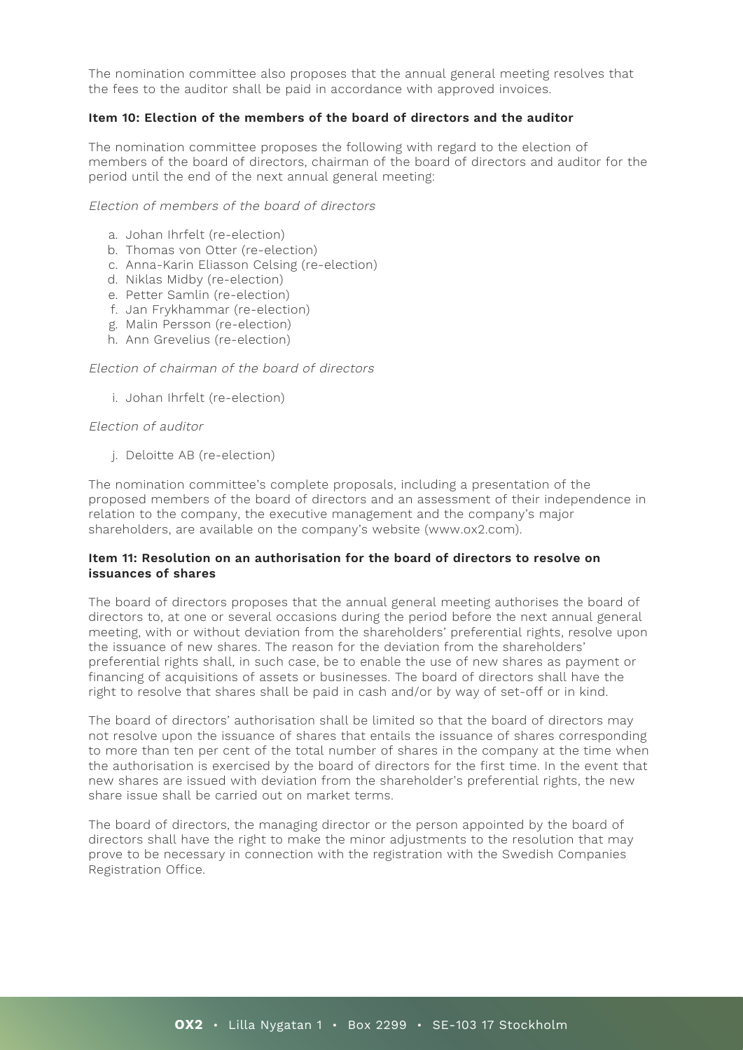The nomination committee also proposes that the annual general meeting resolves that the fees to the auditor shall be paid in accordance with approved invoices.

**Item 10: Election of the members of the board of directors and the auditor**

The nomination committee proposes the following with regard to the election of members of the board of directors, chairman of the board of directors and auditor for the period until the end of the next annual general meeting:

*Election of members of the board of directors*

a. Johan Ihrfelt (re-election)
b. Thomas von Otter (re-election)
c. Anna-Karin Eliasson Celsing (re-election)
d. Niklas Midby (re-election)
e. Petter Samlin (re-election)
f. Jan Frykhammar (re-election)
g. Malin Persson (re-election)
h. Ann Grevelius (re-election)

*Election of chairman of the board of directors*

i. Johan Ihrfelt (re-election)

*Election of auditor*

j. Deloitte AB (re-election)

The nomination committee's complete proposals, including a presentation of the proposed members of the board of directors and an assessment of their independence in relation to the company, the executive management and the company's major shareholders, are available on the company's website (www.ox2.com).

**Item 11: Resolution on an authorisation for the board of directors to resolve on issuances of shares**

The board of directors proposes that the annual general meeting authorises the board of directors to, at one or several occasions during the period before the next annual general meeting, with or without deviation from the shareholders' preferential rights, resolve upon the issuance of new shares. The reason for the deviation from the shareholders' preferential rights shall, in such case, be to enable the use of new shares as payment or financing of acquisitions of assets or businesses. The board of directors shall have the right to resolve that shares shall be paid in cash and/or by way of set-off or in kind.

The board of directors' authorisation shall be limited so that the board of directors may not resolve upon the issuance of shares that entails the issuance of shares corresponding to more than ten per cent of the total number of shares in the company at the time when the authorisation is exercised by the board of directors for the first time. In the event that new shares are issued with deviation from the shareholder's preferential rights, the new share issue shall be carried out on market terms.

The board of directors, the managing director or the person appointed by the board of directors shall have the right to make the minor adjustments to the resolution that may prove to be necessary in connection with the registration with the Swedish Companies Registration Office.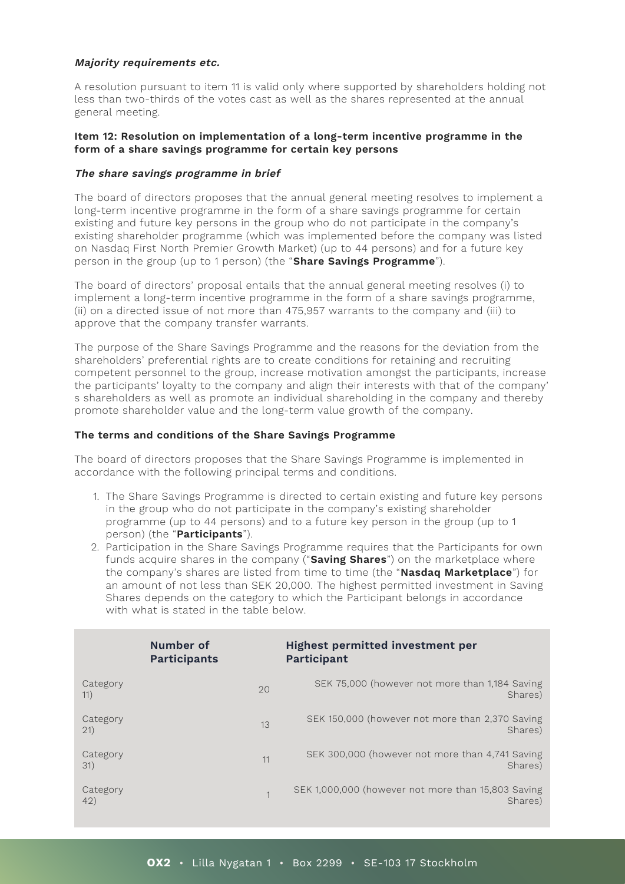***Majority requirements etc.***

A resolution pursuant to item 11 is valid only where supported by shareholders holding not less than two-thirds of the votes cast as well as the shares represented at the annual general meeting.

**Item 12: Resolution on implementation of a long-term incentive programme in the form of a share savings programme for certain key persons**

***The share savings programme in brief***

The board of directors proposes that the annual general meeting resolves to implement a long-term incentive programme in the form of a share savings programme for certain existing and future key persons in the group who do not participate in the company's existing shareholder programme (which was implemented before the company was listed on Nasdaq First North Premier Growth Market) (up to 44 persons) and for a future key person in the group (up to 1 person) (the "**Share Savings Programme**").

The board of directors' proposal entails that the annual general meeting resolves (i) to implement a long-term incentive programme in the form of a share savings programme, (ii) on a directed issue of not more than 475,957 warrants to the company and (iii) to approve that the company transfer warrants.

The purpose of the Share Savings Programme and the reasons for the deviation from the shareholders' preferential rights are to create conditions for retaining and recruiting competent personnel to the group, increase motivation amongst the participants, increase the participants' loyalty to the company and align their interests with that of the company' s shareholders as well as promote an individual shareholding in the company and thereby promote shareholder value and the long-term value growth of the company.

**The terms and conditions of the Share Savings Programme**

The board of directors proposes that the Share Savings Programme is implemented in accordance with the following principal terms and conditions.

1. The Share Savings Programme is directed to certain existing and future key persons in the group who do not participate in the company's existing shareholder programme (up to 44 persons) and to a future key person in the group (up to 1 person) (the "**Participants**").
2. Participation in the Share Savings Programme requires that the Participants for own funds acquire shares in the company ("**Saving Shares**") on the marketplace where the company's shares are listed from time to time (the "**Nasdaq Marketplace**") for an amount of not less than SEK 20,000. The highest permitted investment in Saving Shares depends on the category to which the Participant belongs in accordance with what is stated in the table below.

| | Number of Participants | Highest permitted investment per Participant |
|---|---|---|
| Category 11) | 20 | SEK 75,000 (however not more than 1,184 Saving Shares) |
| Category 21) | 13 | SEK 150,000 (however not more than 2,370 Saving Shares) |
| Category 31) | 11 | SEK 300,000 (however not more than 4,741 Saving Shares) |
| Category 42) | 1 | SEK 1,000,000 (however not more than 15,803 Saving Shares) |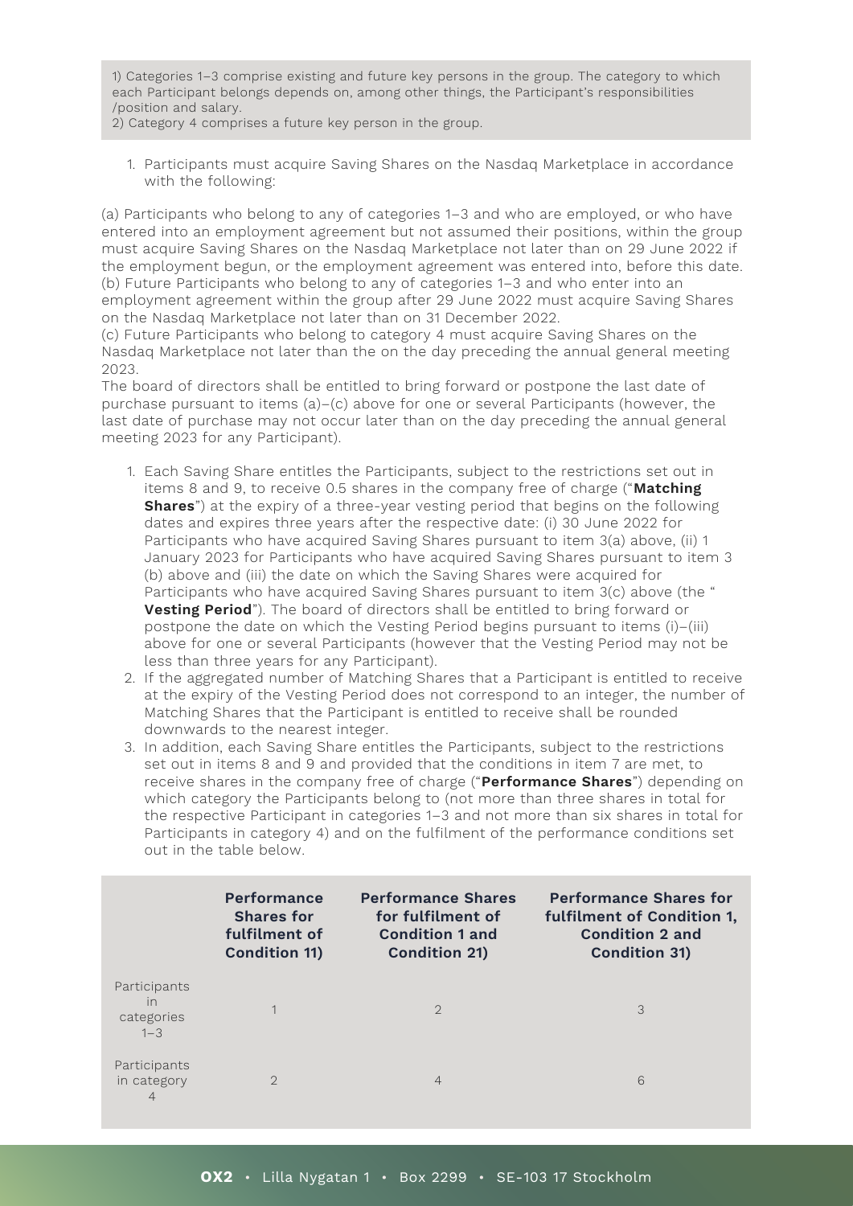1) Categories 1–3 comprise existing and future key persons in the group. The category to which each Participant belongs depends on, among other things, the Participant's responsibilities /position and salary.
2) Category 4 comprises a future key person in the group.

1. Participants must acquire Saving Shares on the Nasdaq Marketplace in accordance with the following:

(a) Participants who belong to any of categories 1–3 and who are employed, or who have entered into an employment agreement but not assumed their positions, within the group must acquire Saving Shares on the Nasdaq Marketplace not later than on 29 June 2022 if the employment begun, or the employment agreement was entered into, before this date.
(b) Future Participants who belong to any of categories 1–3 and who enter into an employment agreement within the group after 29 June 2022 must acquire Saving Shares on the Nasdaq Marketplace not later than on 31 December 2022.
(c) Future Participants who belong to category 4 must acquire Saving Shares on the Nasdaq Marketplace not later than the on the day preceding the annual general meeting 2023.
The board of directors shall be entitled to bring forward or postpone the last date of purchase pursuant to items (a)–(c) above for one or several Participants (however, the last date of purchase may not occur later than on the day preceding the annual general meeting 2023 for any Participant).

1. Each Saving Share entitles the Participants, subject to the restrictions set out in items 8 and 9, to receive 0.5 shares in the company free of charge ("**Matching Shares**") at the expiry of a three-year vesting period that begins on the following dates and expires three years after the respective date: (i) 30 June 2022 for Participants who have acquired Saving Shares pursuant to item 3(a) above, (ii) 1 January 2023 for Participants who have acquired Saving Shares pursuant to item 3 (b) above and (iii) the date on which the Saving Shares were acquired for Participants who have acquired Saving Shares pursuant to item 3(c) above (the "**Vesting Period**"). The board of directors shall be entitled to bring forward or postpone the date on which the Vesting Period begins pursuant to items (i)–(iii) above for one or several Participants (however that the Vesting Period may not be less than three years for any Participant).
2. If the aggregated number of Matching Shares that a Participant is entitled to receive at the expiry of the Vesting Period does not correspond to an integer, the number of Matching Shares that the Participant is entitled to receive shall be rounded downwards to the nearest integer.
3. In addition, each Saving Share entitles the Participants, subject to the restrictions set out in items 8 and 9 and provided that the conditions in item 7 are met, to receive shares in the company free of charge ("**Performance Shares**") depending on which category the Participants belong to (not more than three shares in total for the respective Participant in categories 1–3 and not more than six shares in total for Participants in category 4) and on the fulfilment of the performance conditions set out in the table below.

| | **Performance Shares for fulfilment of Condition 11)** | **Performance Shares for fulfilment of Condition 1 and Condition 21)** | **Performance Shares for fulfilment of Condition 1, Condition 2 and Condition 31)** |
|---|---|---|---|
| Participants in categories 1–3 | 1 | 2 | 3 |
| Participants in category 4 | 2 | 4 | 6 |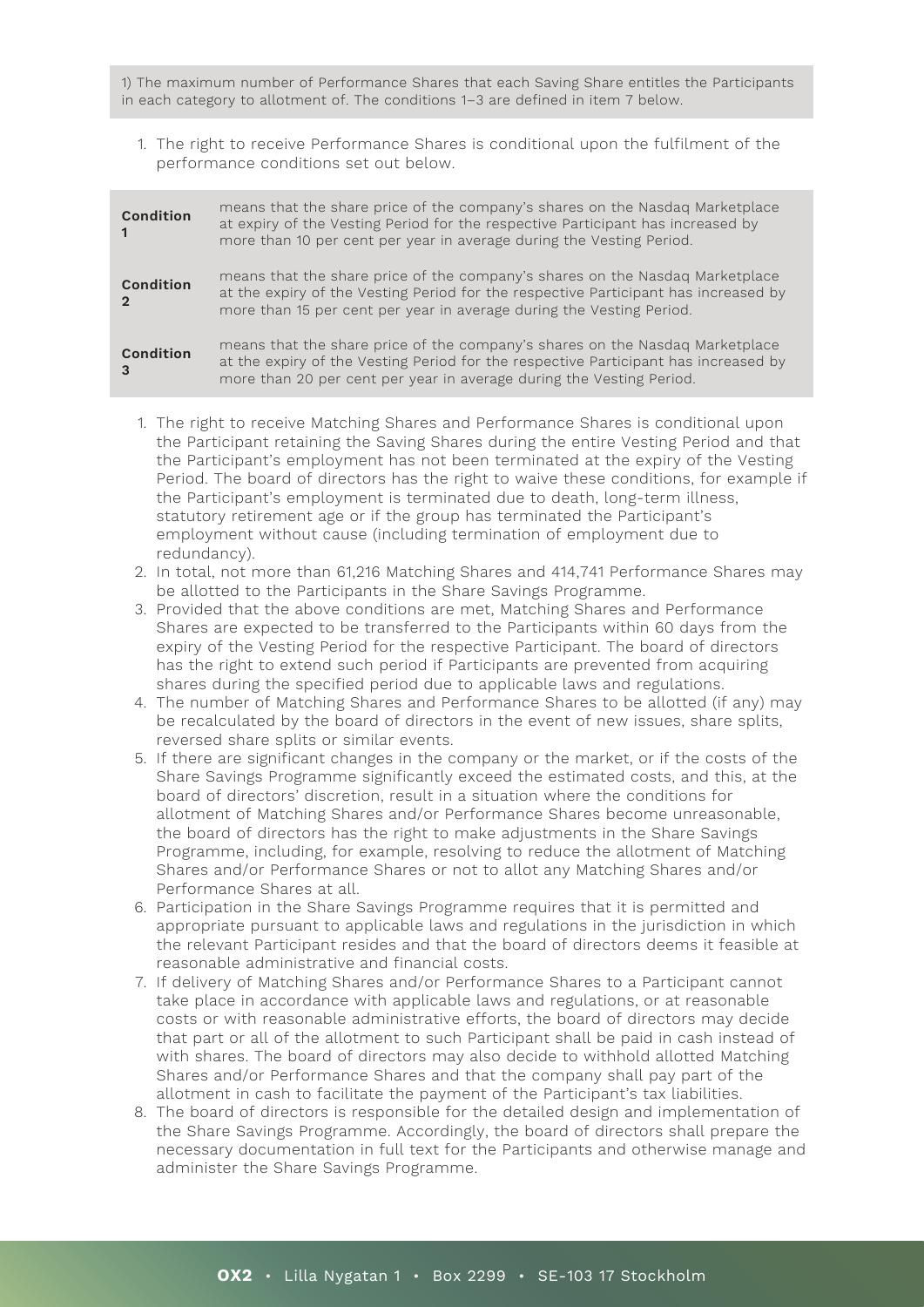1) The maximum number of Performance Shares that each Saving Share entitles the Participants in each category to allotment of. The conditions 1–3 are defined in item 7 below.

1. The right to receive Performance Shares is conditional upon the fulfilment of the performance conditions set out below.

| | |
|---|---|
| **Condition 1** | means that the share price of the company's shares on the Nasdaq Marketplace at expiry of the Vesting Period for the respective Participant has increased by more than 10 per cent per year in average during the Vesting Period. |
| **Condition 2** | means that the share price of the company's shares on the Nasdaq Marketplace at the expiry of the Vesting Period for the respective Participant has increased by more than 15 per cent per year in average during the Vesting Period. |
| **Condition 3** | means that the share price of the company's shares on the Nasdaq Marketplace at the expiry of the Vesting Period for the respective Participant has increased by more than 20 per cent per year in average during the Vesting Period. |

1. The right to receive Matching Shares and Performance Shares is conditional upon the Participant retaining the Saving Shares during the entire Vesting Period and that the Participant's employment has not been terminated at the expiry of the Vesting Period. The board of directors has the right to waive these conditions, for example if the Participant's employment is terminated due to death, long-term illness, statutory retirement age or if the group has terminated the Participant's employment without cause (including termination of employment due to redundancy).
2. In total, not more than 61,216 Matching Shares and 414,741 Performance Shares may be allotted to the Participants in the Share Savings Programme.
3. Provided that the above conditions are met, Matching Shares and Performance Shares are expected to be transferred to the Participants within 60 days from the expiry of the Vesting Period for the respective Participant. The board of directors has the right to extend such period if Participants are prevented from acquiring shares during the specified period due to applicable laws and regulations.
4. The number of Matching Shares and Performance Shares to be allotted (if any) may be recalculated by the board of directors in the event of new issues, share splits, reversed share splits or similar events.
5. If there are significant changes in the company or the market, or if the costs of the Share Savings Programme significantly exceed the estimated costs, and this, at the board of directors' discretion, result in a situation where the conditions for allotment of Matching Shares and/or Performance Shares become unreasonable, the board of directors has the right to make adjustments in the Share Savings Programme, including, for example, resolving to reduce the allotment of Matching Shares and/or Performance Shares or not to allot any Matching Shares and/or Performance Shares at all.
6. Participation in the Share Savings Programme requires that it is permitted and appropriate pursuant to applicable laws and regulations in the jurisdiction in which the relevant Participant resides and that the board of directors deems it feasible at reasonable administrative and financial costs.
7. If delivery of Matching Shares and/or Performance Shares to a Participant cannot take place in accordance with applicable laws and regulations, or at reasonable costs or with reasonable administrative efforts, the board of directors may decide that part or all of the allotment to such Participant shall be paid in cash instead of with shares. The board of directors may also decide to withhold allotted Matching Shares and/or Performance Shares and that the company shall pay part of the allotment in cash to facilitate the payment of the Participant's tax liabilities.
8. The board of directors is responsible for the detailed design and implementation of the Share Savings Programme. Accordingly, the board of directors shall prepare the necessary documentation in full text for the Participants and otherwise manage and administer the Share Savings Programme.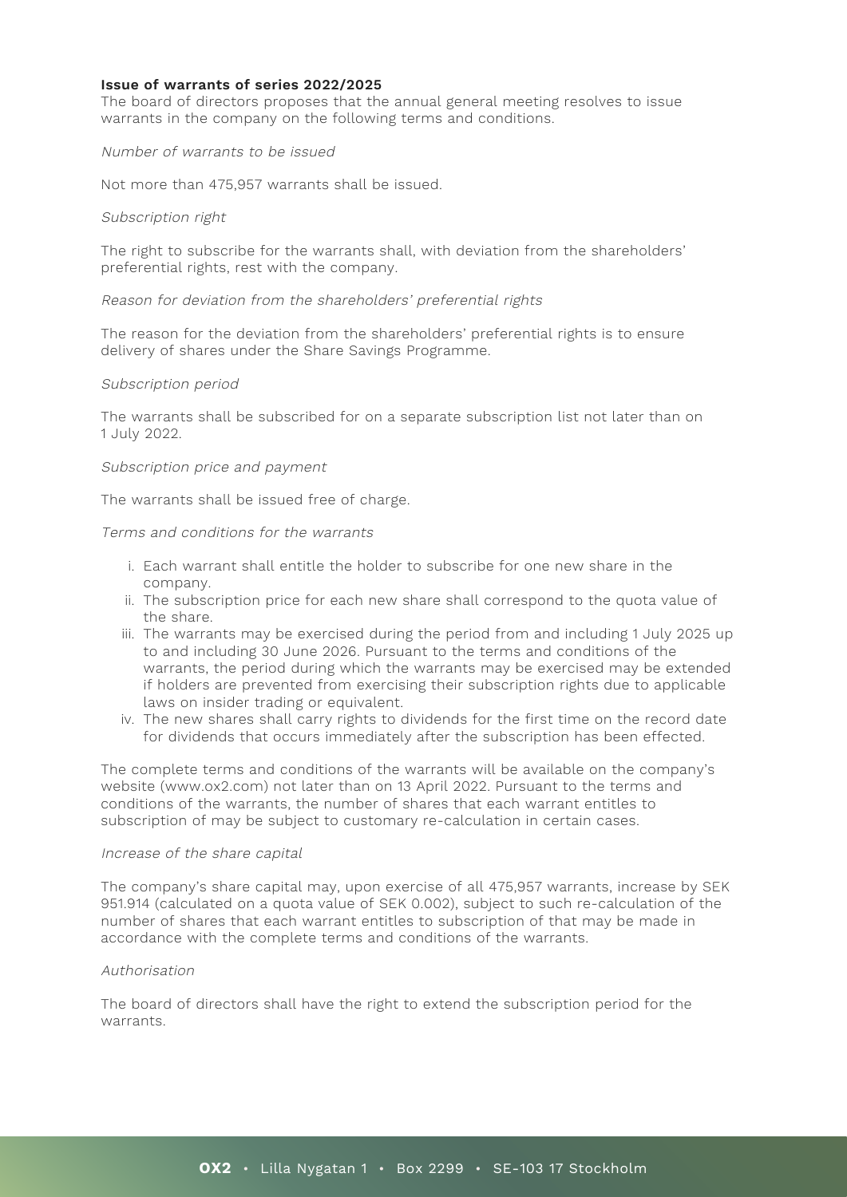**Issue of warrants of series 2022/2025**

The board of directors proposes that the annual general meeting resolves to issue warrants in the company on the following terms and conditions.

*Number of warrants to be issued*

Not more than 475,957 warrants shall be issued.

*Subscription right*

The right to subscribe for the warrants shall, with deviation from the shareholders' preferential rights, rest with the company.

*Reason for deviation from the shareholders' preferential rights*

The reason for the deviation from the shareholders' preferential rights is to ensure delivery of shares under the Share Savings Programme.

*Subscription period*

The warrants shall be subscribed for on a separate subscription list not later than on 1 July 2022.

*Subscription price and payment*

The warrants shall be issued free of charge.

*Terms and conditions for the warrants*

i. Each warrant shall entitle the holder to subscribe for one new share in the company.
ii. The subscription price for each new share shall correspond to the quota value of the share.
iii. The warrants may be exercised during the period from and including 1 July 2025 up to and including 30 June 2026. Pursuant to the terms and conditions of the warrants, the period during which the warrants may be exercised may be extended if holders are prevented from exercising their subscription rights due to applicable laws on insider trading or equivalent.
iv. The new shares shall carry rights to dividends for the first time on the record date for dividends that occurs immediately after the subscription has been effected.

The complete terms and conditions of the warrants will be available on the company's website (www.ox2.com) not later than on 13 April 2022. Pursuant to the terms and conditions of the warrants, the number of shares that each warrant entitles to subscription of may be subject to customary re-calculation in certain cases.

*Increase of the share capital*

The company's share capital may, upon exercise of all 475,957 warrants, increase by SEK 951.914 (calculated on a quota value of SEK 0.002), subject to such re-calculation of the number of shares that each warrant entitles to subscription of that may be made in accordance with the complete terms and conditions of the warrants.

*Authorisation*

The board of directors shall have the right to extend the subscription period for the warrants.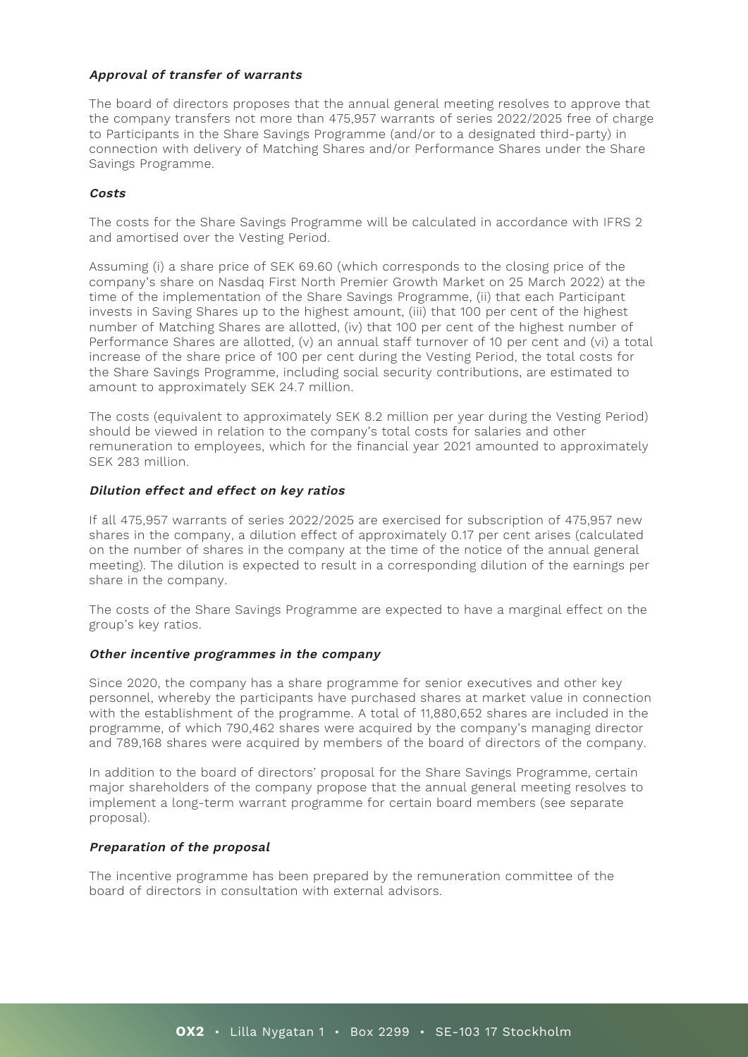***Approval of transfer of warrants***

The board of directors proposes that the annual general meeting resolves to approve that the company transfers not more than 475,957 warrants of series 2022/2025 free of charge to Participants in the Share Savings Programme (and/or to a designated third-party) in connection with delivery of Matching Shares and/or Performance Shares under the Share Savings Programme.

***Costs***

The costs for the Share Savings Programme will be calculated in accordance with IFRS 2 and amortised over the Vesting Period.

Assuming (i) a share price of SEK 69.60 (which corresponds to the closing price of the company's share on Nasdaq First North Premier Growth Market on 25 March 2022) at the time of the implementation of the Share Savings Programme, (ii) that each Participant invests in Saving Shares up to the highest amount, (iii) that 100 per cent of the highest number of Matching Shares are allotted, (iv) that 100 per cent of the highest number of Performance Shares are allotted, (v) an annual staff turnover of 10 per cent and (vi) a total increase of the share price of 100 per cent during the Vesting Period, the total costs for the Share Savings Programme, including social security contributions, are estimated to amount to approximately SEK 24.7 million.

The costs (equivalent to approximately SEK 8.2 million per year during the Vesting Period) should be viewed in relation to the company's total costs for salaries and other remuneration to employees, which for the financial year 2021 amounted to approximately SEK 283 million.

***Dilution effect and effect on key ratios***

If all 475,957 warrants of series 2022/2025 are exercised for subscription of 475,957 new shares in the company, a dilution effect of approximately 0.17 per cent arises (calculated on the number of shares in the company at the time of the notice of the annual general meeting). The dilution is expected to result in a corresponding dilution of the earnings per share in the company.

The costs of the Share Savings Programme are expected to have a marginal effect on the group's key ratios.

***Other incentive programmes in the company***

Since 2020, the company has a share programme for senior executives and other key personnel, whereby the participants have purchased shares at market value in connection with the establishment of the programme. A total of 11,880,652 shares are included in the programme, of which 790,462 shares were acquired by the company's managing director and 789,168 shares were acquired by members of the board of directors of the company.

In addition to the board of directors' proposal for the Share Savings Programme, certain major shareholders of the company propose that the annual general meeting resolves to implement a long-term warrant programme for certain board members (see separate proposal).

***Preparation of the proposal***

The incentive programme has been prepared by the remuneration committee of the board of directors in consultation with external advisors.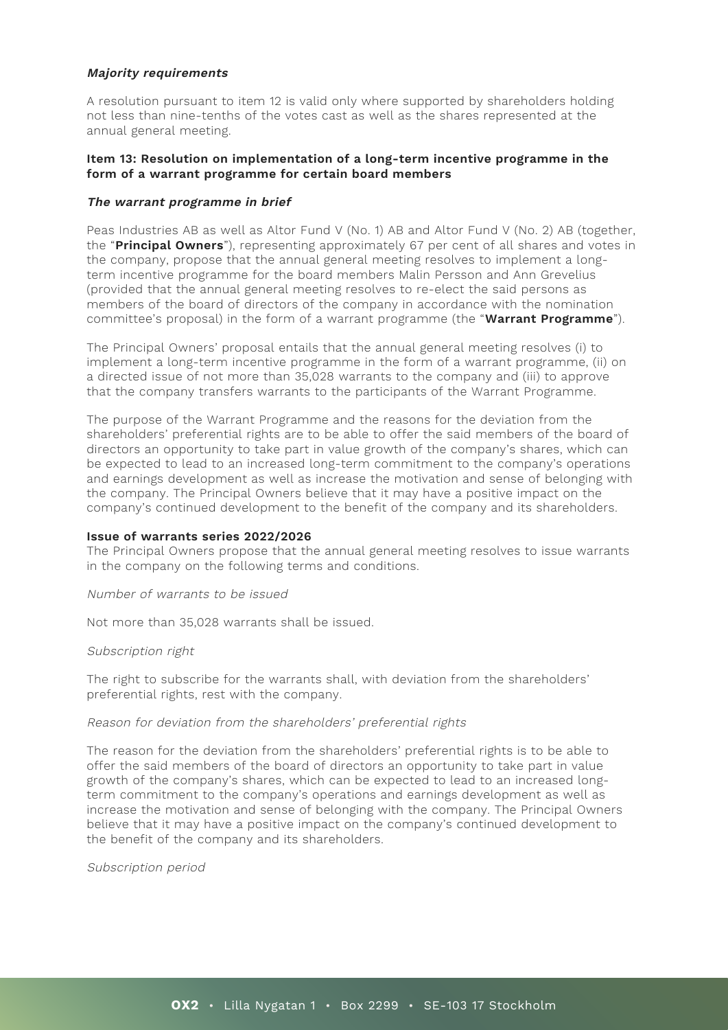***Majority requirements***

A resolution pursuant to item 12 is valid only where supported by shareholders holding not less than nine-tenths of the votes cast as well as the shares represented at the annual general meeting.

**Item 13: Resolution on implementation of a long-term incentive programme in the form of a warrant programme for certain board members**

***The warrant programme in brief***

Peas Industries AB as well as Altor Fund V (No. 1) AB and Altor Fund V (No. 2) AB (together, the "**Principal Owners**"), representing approximately 67 per cent of all shares and votes in the company, propose that the annual general meeting resolves to implement a long-term incentive programme for the board members Malin Persson and Ann Grevelius (provided that the annual general meeting resolves to re-elect the said persons as members of the board of directors of the company in accordance with the nomination committee's proposal) in the form of a warrant programme (the "**Warrant Programme**").

The Principal Owners' proposal entails that the annual general meeting resolves (i) to implement a long-term incentive programme in the form of a warrant programme, (ii) on a directed issue of not more than 35,028 warrants to the company and (iii) to approve that the company transfers warrants to the participants of the Warrant Programme.

The purpose of the Warrant Programme and the reasons for the deviation from the shareholders' preferential rights are to be able to offer the said members of the board of directors an opportunity to take part in value growth of the company's shares, which can be expected to lead to an increased long-term commitment to the company's operations and earnings development as well as increase the motivation and sense of belonging with the company. The Principal Owners believe that it may have a positive impact on the company's continued development to the benefit of the company and its shareholders.

**Issue of warrants series 2022/2026**

The Principal Owners propose that the annual general meeting resolves to issue warrants in the company on the following terms and conditions.

*Number of warrants to be issued*

Not more than 35,028 warrants shall be issued.

*Subscription right*

The right to subscribe for the warrants shall, with deviation from the shareholders' preferential rights, rest with the company.

*Reason for deviation from the shareholders' preferential rights*

The reason for the deviation from the shareholders' preferential rights is to be able to offer the said members of the board of directors an opportunity to take part in value growth of the company's shares, which can be expected to lead to an increased long-term commitment to the company's operations and earnings development as well as increase the motivation and sense of belonging with the company. The Principal Owners believe that it may have a positive impact on the company's continued development to the benefit of the company and its shareholders.

*Subscription period*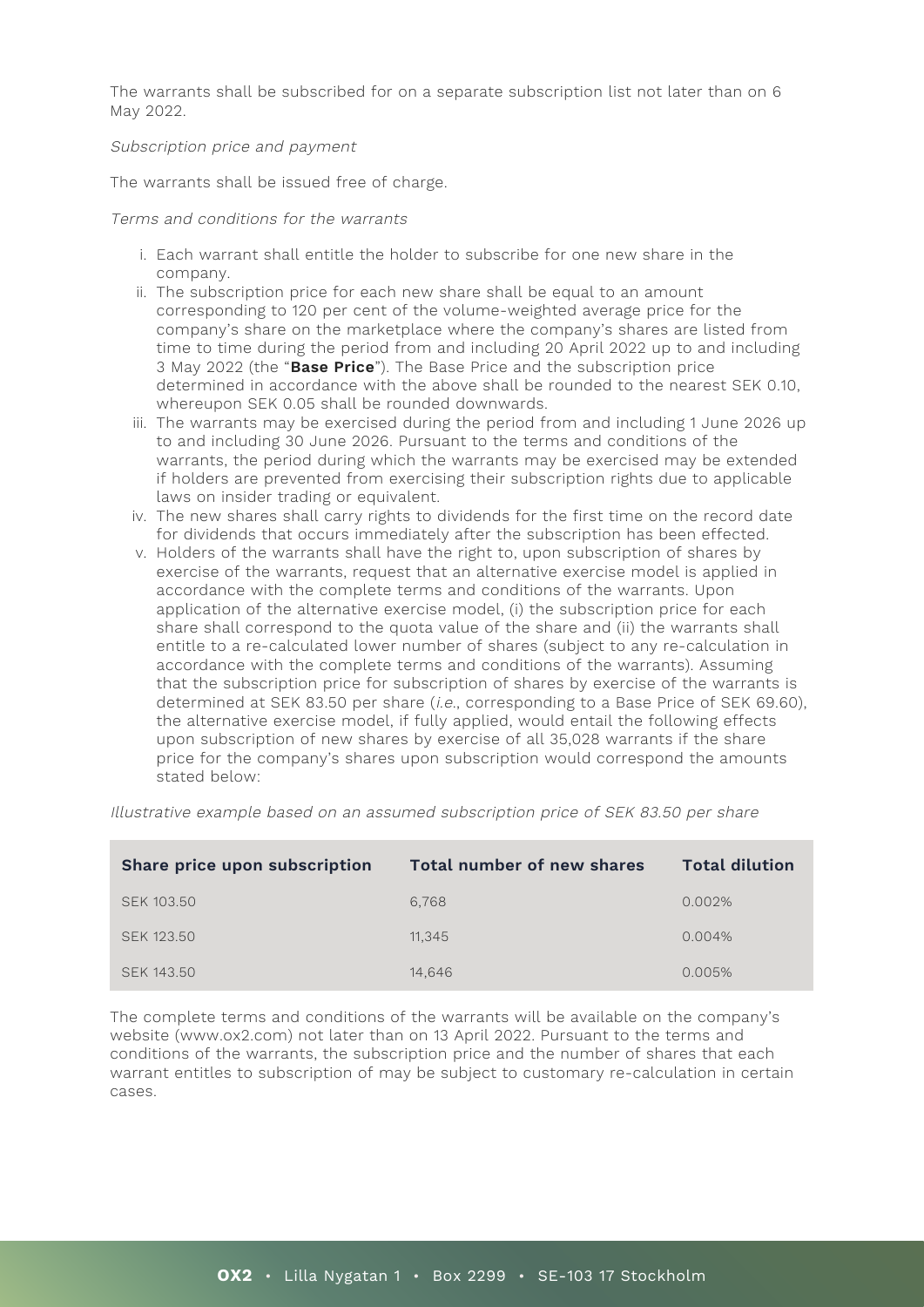The warrants shall be subscribed for on a separate subscription list not later than on 6 May 2022.

*Subscription price and payment*

The warrants shall be issued free of charge.

*Terms and conditions for the warrants*

i. Each warrant shall entitle the holder to subscribe for one new share in the company.
ii. The subscription price for each new share shall be equal to an amount corresponding to 120 per cent of the volume-weighted average price for the company's share on the marketplace where the company's shares are listed from time to time during the period from and including 20 April 2022 up to and including 3 May 2022 (the "**Base Price**"). The Base Price and the subscription price determined in accordance with the above shall be rounded to the nearest SEK 0.10, whereupon SEK 0.05 shall be rounded downwards.
iii. The warrants may be exercised during the period from and including 1 June 2026 up to and including 30 June 2026. Pursuant to the terms and conditions of the warrants, the period during which the warrants may be exercised may be extended if holders are prevented from exercising their subscription rights due to applicable laws on insider trading or equivalent.
iv. The new shares shall carry rights to dividends for the first time on the record date for dividends that occurs immediately after the subscription has been effected.
v. Holders of the warrants shall have the right to, upon subscription of shares by exercise of the warrants, request that an alternative exercise model is applied in accordance with the complete terms and conditions of the warrants. Upon application of the alternative exercise model, (i) the subscription price for each share shall correspond to the quota value of the share and (ii) the warrants shall entitle to a re-calculated lower number of shares (subject to any re-calculation in accordance with the complete terms and conditions of the warrants). Assuming that the subscription price for subscription of shares by exercise of the warrants is determined at SEK 83.50 per share (*i.e.*, corresponding to a Base Price of SEK 69.60), the alternative exercise model, if fully applied, would entail the following effects upon subscription of new shares by exercise of all 35,028 warrants if the share price for the company's shares upon subscription would correspond the amounts stated below:

*Illustrative example based on an assumed subscription price of SEK 83.50 per share*

| Share price upon subscription | Total number of new shares | Total dilution |
|---|---|---|
| SEK 103.50 | 6,768 | 0.002% |
| SEK 123.50 | 11,345 | 0.004% |
| SEK 143.50 | 14,646 | 0.005% |

The complete terms and conditions of the warrants will be available on the company's website (www.ox2.com) not later than on 13 April 2022. Pursuant to the terms and conditions of the warrants, the subscription price and the number of shares that each warrant entitles to subscription of may be subject to customary re-calculation in certain cases.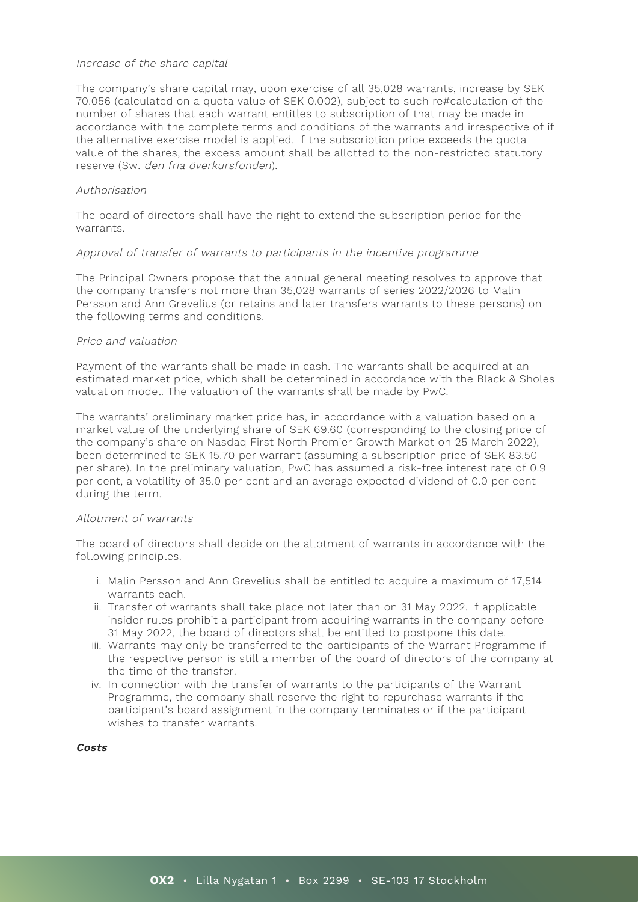*Increase of the share capital*

The company's share capital may, upon exercise of all 35,028 warrants, increase by SEK 70.056 (calculated on a quota value of SEK 0.002), subject to such re#calculation of the number of shares that each warrant entitles to subscription of that may be made in accordance with the complete terms and conditions of the warrants and irrespective of if the alternative exercise model is applied. If the subscription price exceeds the quota value of the shares, the excess amount shall be allotted to the non-restricted statutory reserve (Sw. *den fria överkursfonden*).

*Authorisation*

The board of directors shall have the right to extend the subscription period for the warrants.

*Approval of transfer of warrants to participants in the incentive programme*

The Principal Owners propose that the annual general meeting resolves to approve that the company transfers not more than 35,028 warrants of series 2022/2026 to Malin Persson and Ann Grevelius (or retains and later transfers warrants to these persons) on the following terms and conditions.

*Price and valuation*

Payment of the warrants shall be made in cash. The warrants shall be acquired at an estimated market price, which shall be determined in accordance with the Black & Sholes valuation model. The valuation of the warrants shall be made by PwC.

The warrants' preliminary market price has, in accordance with a valuation based on a market value of the underlying share of SEK 69.60 (corresponding to the closing price of the company's share on Nasdaq First North Premier Growth Market on 25 March 2022), been determined to SEK 15.70 per warrant (assuming a subscription price of SEK 83.50 per share). In the preliminary valuation, PwC has assumed a risk-free interest rate of 0.9 per cent, a volatility of 35.0 per cent and an average expected dividend of 0.0 per cent during the term.

*Allotment of warrants*

The board of directors shall decide on the allotment of warrants in accordance with the following principles.

i. Malin Persson and Ann Grevelius shall be entitled to acquire a maximum of 17,514 warrants each.
ii. Transfer of warrants shall take place not later than on 31 May 2022. If applicable insider rules prohibit a participant from acquiring warrants in the company before 31 May 2022, the board of directors shall be entitled to postpone this date.
iii. Warrants may only be transferred to the participants of the Warrant Programme if the respective person is still a member of the board of directors of the company at the time of the transfer.
iv. In connection with the transfer of warrants to the participants of the Warrant Programme, the company shall reserve the right to repurchase warrants if the participant's board assignment in the company terminates or if the participant wishes to transfer warrants.

***Costs***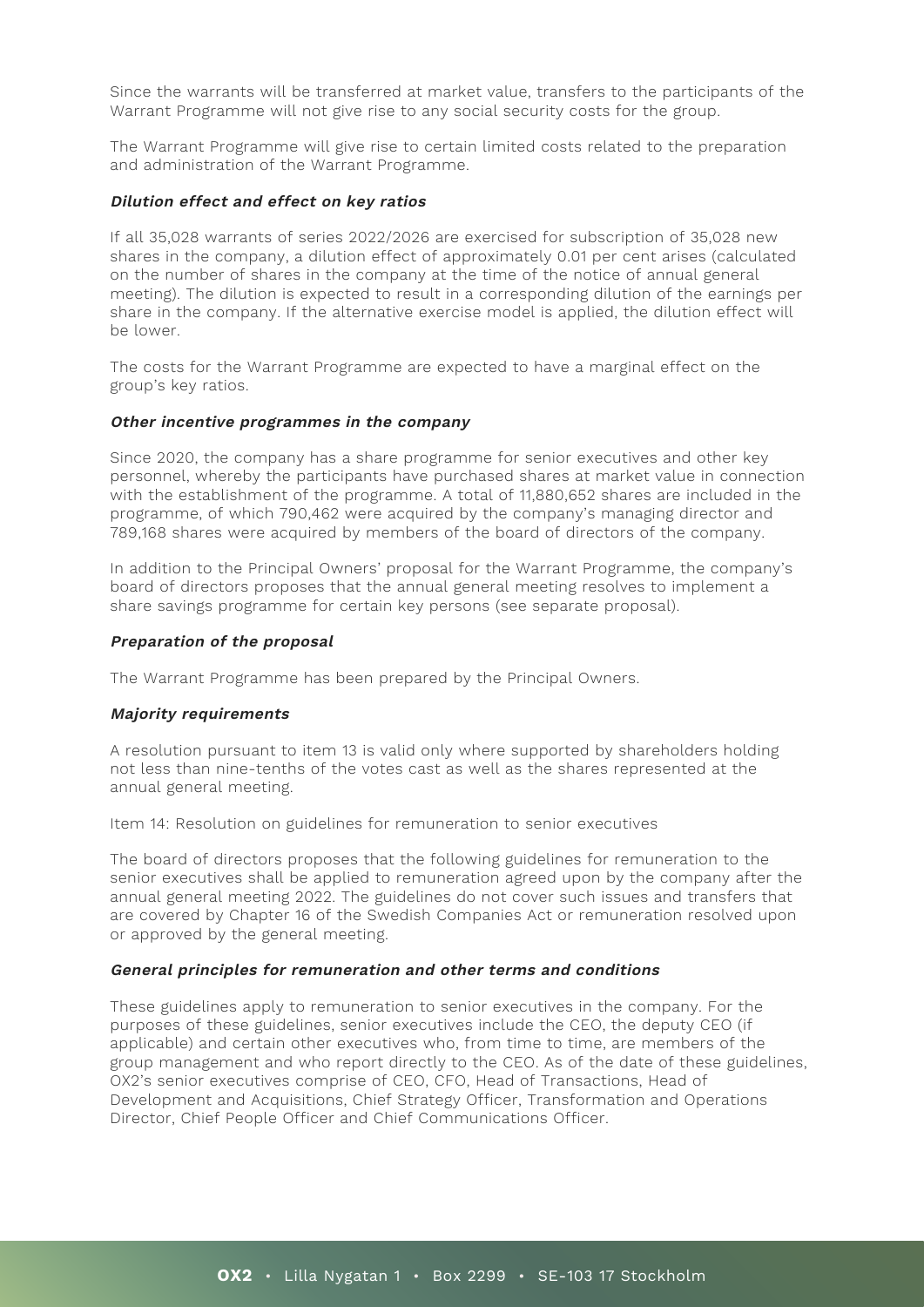Since the warrants will be transferred at market value, transfers to the participants of the Warrant Programme will not give rise to any social security costs for the group.

The Warrant Programme will give rise to certain limited costs related to the preparation and administration of the Warrant Programme.

***Dilution effect and effect on key ratios***

If all 35,028 warrants of series 2022/2026 are exercised for subscription of 35,028 new shares in the company, a dilution effect of approximately 0.01 per cent arises (calculated on the number of shares in the company at the time of the notice of annual general meeting). The dilution is expected to result in a corresponding dilution of the earnings per share in the company. If the alternative exercise model is applied, the dilution effect will be lower.

The costs for the Warrant Programme are expected to have a marginal effect on the group's key ratios.

***Other incentive programmes in the company***

Since 2020, the company has a share programme for senior executives and other key personnel, whereby the participants have purchased shares at market value in connection with the establishment of the programme. A total of 11,880,652 shares are included in the programme, of which 790,462 were acquired by the company's managing director and 789,168 shares were acquired by members of the board of directors of the company.

In addition to the Principal Owners' proposal for the Warrant Programme, the company's board of directors proposes that the annual general meeting resolves to implement a share savings programme for certain key persons (see separate proposal).

***Preparation of the proposal***

The Warrant Programme has been prepared by the Principal Owners.

***Majority requirements***

A resolution pursuant to item 13 is valid only where supported by shareholders holding not less than nine-tenths of the votes cast as well as the shares represented at the annual general meeting.

Item 14: Resolution on guidelines for remuneration to senior executives

The board of directors proposes that the following guidelines for remuneration to the senior executives shall be applied to remuneration agreed upon by the company after the annual general meeting 2022. The guidelines do not cover such issues and transfers that are covered by Chapter 16 of the Swedish Companies Act or remuneration resolved upon or approved by the general meeting.

***General principles for remuneration and other terms and conditions***

These guidelines apply to remuneration to senior executives in the company. For the purposes of these guidelines, senior executives include the CEO, the deputy CEO (if applicable) and certain other executives who, from time to time, are members of the group management and who report directly to the CEO. As of the date of these guidelines, OX2's senior executives comprise of CEO, CFO, Head of Transactions, Head of Development and Acquisitions, Chief Strategy Officer, Transformation and Operations Director, Chief People Officer and Chief Communications Officer.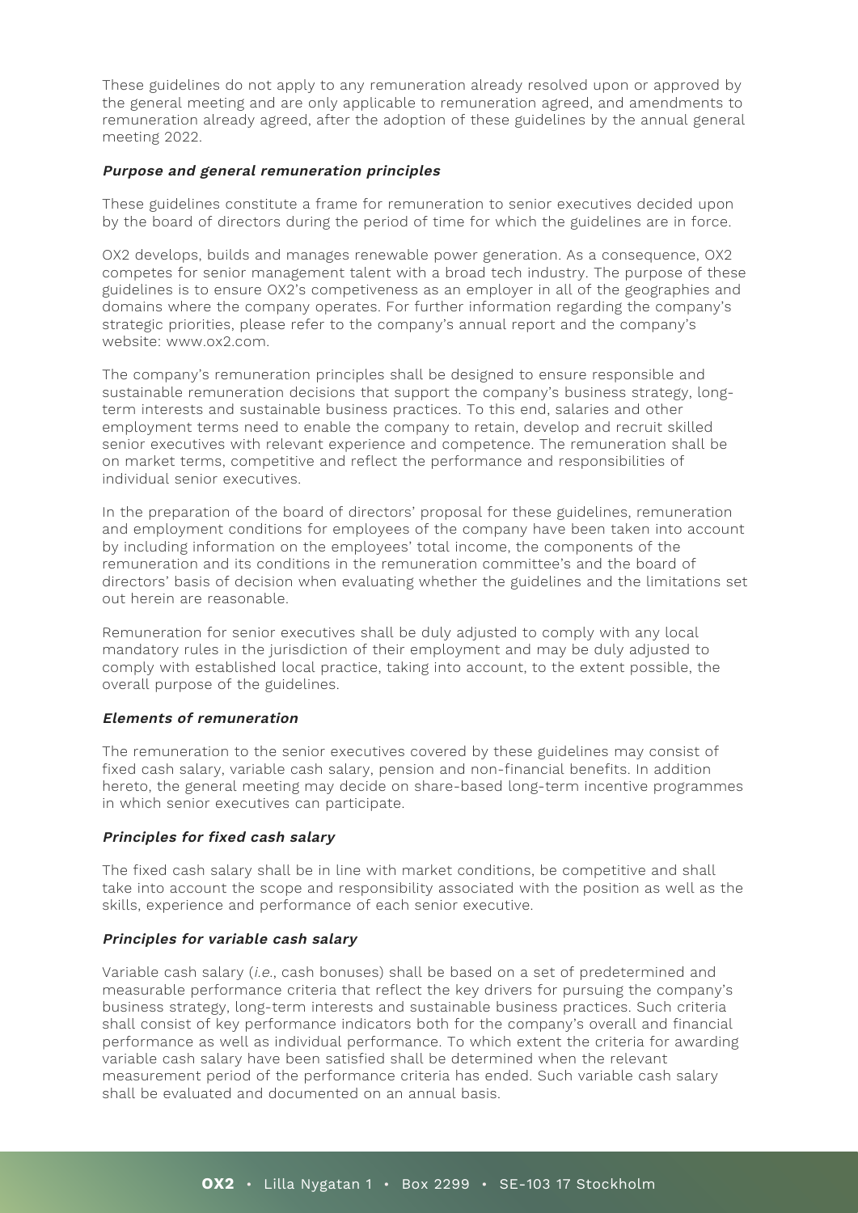These guidelines do not apply to any remuneration already resolved upon or approved by the general meeting and are only applicable to remuneration agreed, and amendments to remuneration already agreed, after the adoption of these guidelines by the annual general meeting 2022.

***Purpose and general remuneration principles***

These guidelines constitute a frame for remuneration to senior executives decided upon by the board of directors during the period of time for which the guidelines are in force.

OX2 develops, builds and manages renewable power generation. As a consequence, OX2 competes for senior management talent with a broad tech industry. The purpose of these guidelines is to ensure OX2's competiveness as an employer in all of the geographies and domains where the company operates. For further information regarding the company's strategic priorities, please refer to the company's annual report and the company's website: www.ox2.com.

The company's remuneration principles shall be designed to ensure responsible and sustainable remuneration decisions that support the company's business strategy, long-term interests and sustainable business practices. To this end, salaries and other employment terms need to enable the company to retain, develop and recruit skilled senior executives with relevant experience and competence. The remuneration shall be on market terms, competitive and reflect the performance and responsibilities of individual senior executives.

In the preparation of the board of directors' proposal for these guidelines, remuneration and employment conditions for employees of the company have been taken into account by including information on the employees' total income, the components of the remuneration and its conditions in the remuneration committee's and the board of directors' basis of decision when evaluating whether the guidelines and the limitations set out herein are reasonable.

Remuneration for senior executives shall be duly adjusted to comply with any local mandatory rules in the jurisdiction of their employment and may be duly adjusted to comply with established local practice, taking into account, to the extent possible, the overall purpose of the guidelines.

***Elements of remuneration***

The remuneration to the senior executives covered by these guidelines may consist of fixed cash salary, variable cash salary, pension and non-financial benefits. In addition hereto, the general meeting may decide on share-based long-term incentive programmes in which senior executives can participate.

***Principles for fixed cash salary***

The fixed cash salary shall be in line with market conditions, be competitive and shall take into account the scope and responsibility associated with the position as well as the skills, experience and performance of each senior executive.

***Principles for variable cash salary***

Variable cash salary (*i.e.*, cash bonuses) shall be based on a set of predetermined and measurable performance criteria that reflect the key drivers for pursuing the company's business strategy, long-term interests and sustainable business practices. Such criteria shall consist of key performance indicators both for the company's overall and financial performance as well as individual performance. To which extent the criteria for awarding variable cash salary have been satisfied shall be determined when the relevant measurement period of the performance criteria has ended. Such variable cash salary shall be evaluated and documented on an annual basis.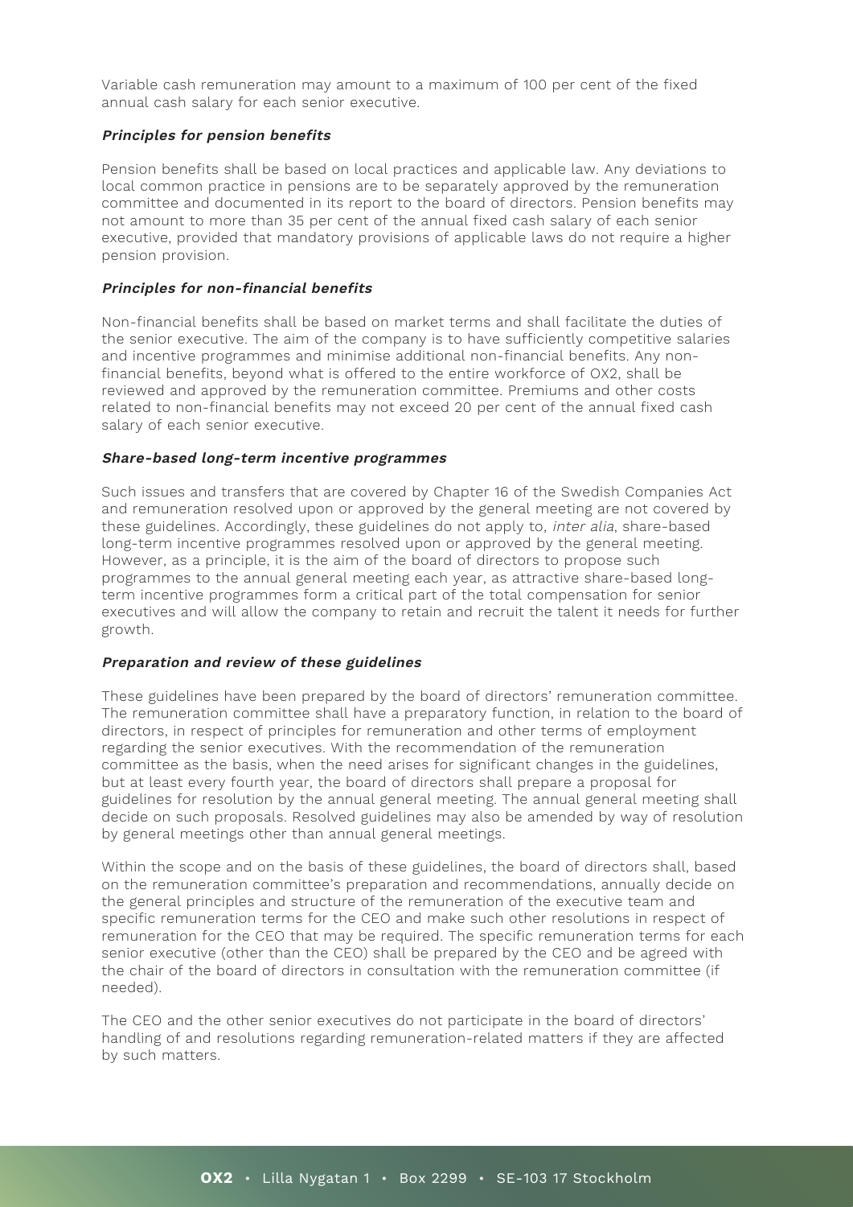Variable cash remuneration may amount to a maximum of 100 per cent of the fixed annual cash salary for each senior executive.

***Principles for pension benefits***

Pension benefits shall be based on local practices and applicable law. Any deviations to local common practice in pensions are to be separately approved by the remuneration committee and documented in its report to the board of directors. Pension benefits may not amount to more than 35 per cent of the annual fixed cash salary of each senior executive, provided that mandatory provisions of applicable laws do not require a higher pension provision.

***Principles for non-financial benefits***

Non-financial benefits shall be based on market terms and shall facilitate the duties of the senior executive. The aim of the company is to have sufficiently competitive salaries and incentive programmes and minimise additional non-financial benefits. Any non-financial benefits, beyond what is offered to the entire workforce of OX2, shall be reviewed and approved by the remuneration committee. Premiums and other costs related to non-financial benefits may not exceed 20 per cent of the annual fixed cash salary of each senior executive.

***Share-based long-term incentive programmes***

Such issues and transfers that are covered by Chapter 16 of the Swedish Companies Act and remuneration resolved upon or approved by the general meeting are not covered by these guidelines. Accordingly, these guidelines do not apply to, *inter alia*, share-based long-term incentive programmes resolved upon or approved by the general meeting. However, as a principle, it is the aim of the board of directors to propose such programmes to the annual general meeting each year, as attractive share-based long-term incentive programmes form a critical part of the total compensation for senior executives and will allow the company to retain and recruit the talent it needs for further growth.

***Preparation and review of these guidelines***

These guidelines have been prepared by the board of directors' remuneration committee. The remuneration committee shall have a preparatory function, in relation to the board of directors, in respect of principles for remuneration and other terms of employment regarding the senior executives. With the recommendation of the remuneration committee as the basis, when the need arises for significant changes in the guidelines, but at least every fourth year, the board of directors shall prepare a proposal for guidelines for resolution by the annual general meeting. The annual general meeting shall decide on such proposals. Resolved guidelines may also be amended by way of resolution by general meetings other than annual general meetings.

Within the scope and on the basis of these guidelines, the board of directors shall, based on the remuneration committee's preparation and recommendations, annually decide on the general principles and structure of the remuneration of the executive team and specific remuneration terms for the CEO and make such other resolutions in respect of remuneration for the CEO that may be required. The specific remuneration terms for each senior executive (other than the CEO) shall be prepared by the CEO and be agreed with the chair of the board of directors in consultation with the remuneration committee (if needed).

The CEO and the other senior executives do not participate in the board of directors' handling of and resolutions regarding remuneration-related matters if they are affected by such matters.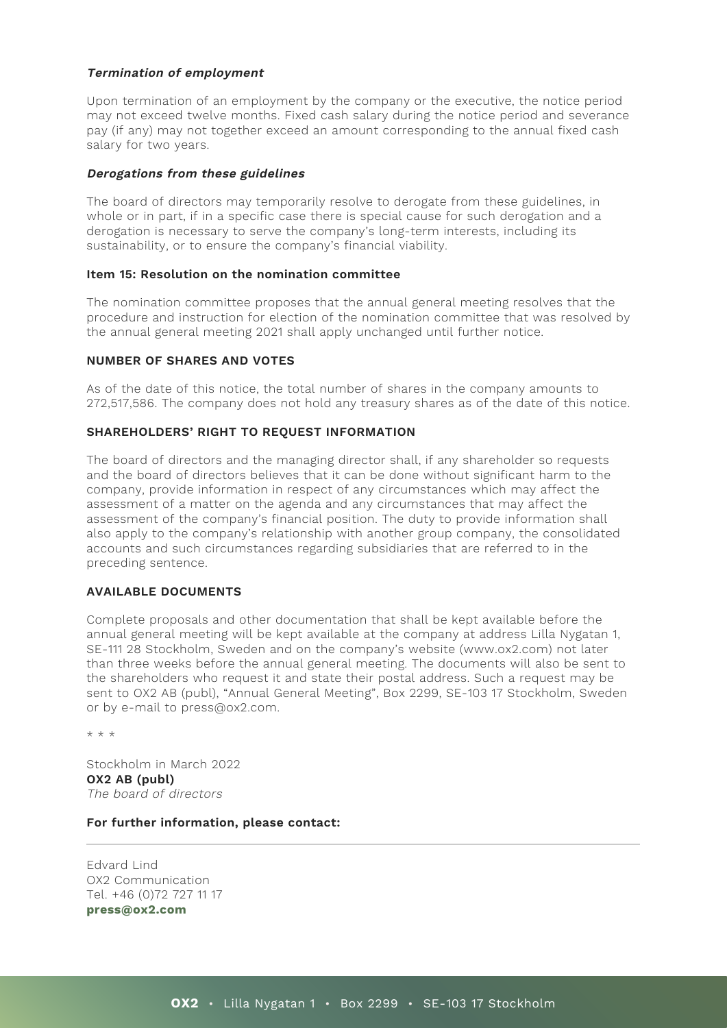***Termination of employment***

Upon termination of an employment by the company or the executive, the notice period may not exceed twelve months. Fixed cash salary during the notice period and severance pay (if any) may not together exceed an amount corresponding to the annual fixed cash salary for two years.

***Derogations from these guidelines***

The board of directors may temporarily resolve to derogate from these guidelines, in whole or in part, if in a specific case there is special cause for such derogation and a derogation is necessary to serve the company's long-term interests, including its sustainability, or to ensure the company's financial viability.

**Item 15: Resolution on the nomination committee**

The nomination committee proposes that the annual general meeting resolves that the procedure and instruction for election of the nomination committee that was resolved by the annual general meeting 2021 shall apply unchanged until further notice.

**NUMBER OF SHARES AND VOTES**

As of the date of this notice, the total number of shares in the company amounts to 272,517,586. The company does not hold any treasury shares as of the date of this notice.

**SHAREHOLDERS' RIGHT TO REQUEST INFORMATION**

The board of directors and the managing director shall, if any shareholder so requests and the board of directors believes that it can be done without significant harm to the company, provide information in respect of any circumstances which may affect the assessment of a matter on the agenda and any circumstances that may affect the assessment of the company's financial position. The duty to provide information shall also apply to the company's relationship with another group company, the consolidated accounts and such circumstances regarding subsidiaries that are referred to in the preceding sentence.

**AVAILABLE DOCUMENTS**

Complete proposals and other documentation that shall be kept available before the annual general meeting will be kept available at the company at address Lilla Nygatan 1, SE-111 28 Stockholm, Sweden and on the company's website (www.ox2.com) not later than three weeks before the annual general meeting. The documents will also be sent to the shareholders who request it and state their postal address. Such a request may be sent to OX2 AB (publ), "Annual General Meeting", Box 2299, SE-103 17 Stockholm, Sweden or by e-mail to press@ox2.com.

\* \* \*

Stockholm in March 2022
**OX2 AB (publ)**
*The board of directors*

**For further information, please contact:**

Edvard Lind
OX2 Communication
Tel. +46 (0)72 727 11 17
**press@ox2.com**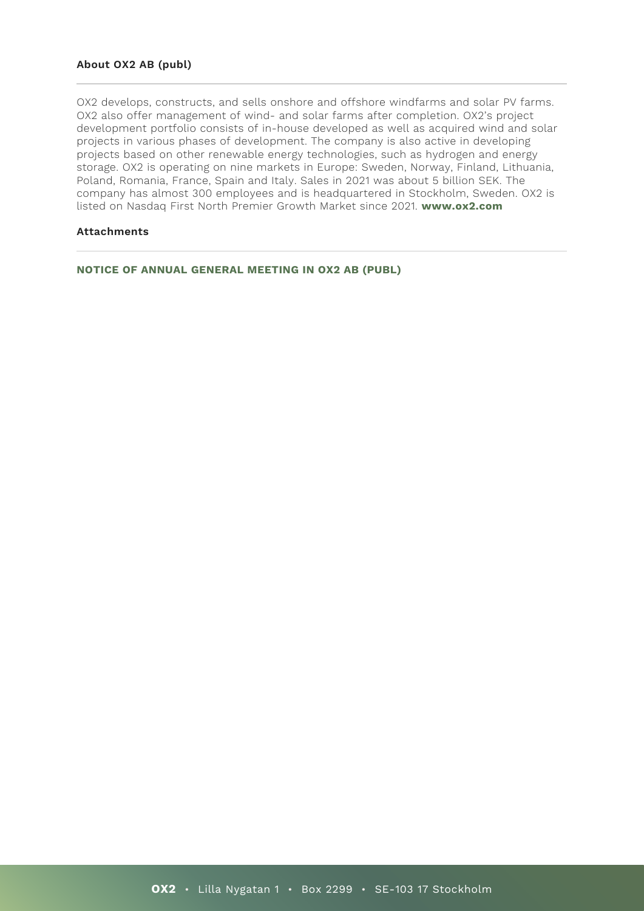**About OX2 AB (publ)**

OX2 develops, constructs, and sells onshore and offshore windfarms and solar PV farms. OX2 also offer management of wind- and solar farms after completion. OX2's project development portfolio consists of in-house developed as well as acquired wind and solar projects in various phases of development. The company is also active in developing projects based on other renewable energy technologies, such as hydrogen and energy storage. OX2 is operating on nine markets in Europe: Sweden, Norway, Finland, Lithuania, Poland, Romania, France, Spain and Italy. Sales in 2021 was about 5 billion SEK. The company has almost 300 employees and is headquartered in Stockholm, Sweden. OX2 is listed on Nasdaq First North Premier Growth Market since 2021. **www.ox2.com**

**Attachments**

**NOTICE OF ANNUAL GENERAL MEETING IN OX2 AB (PUBL)**